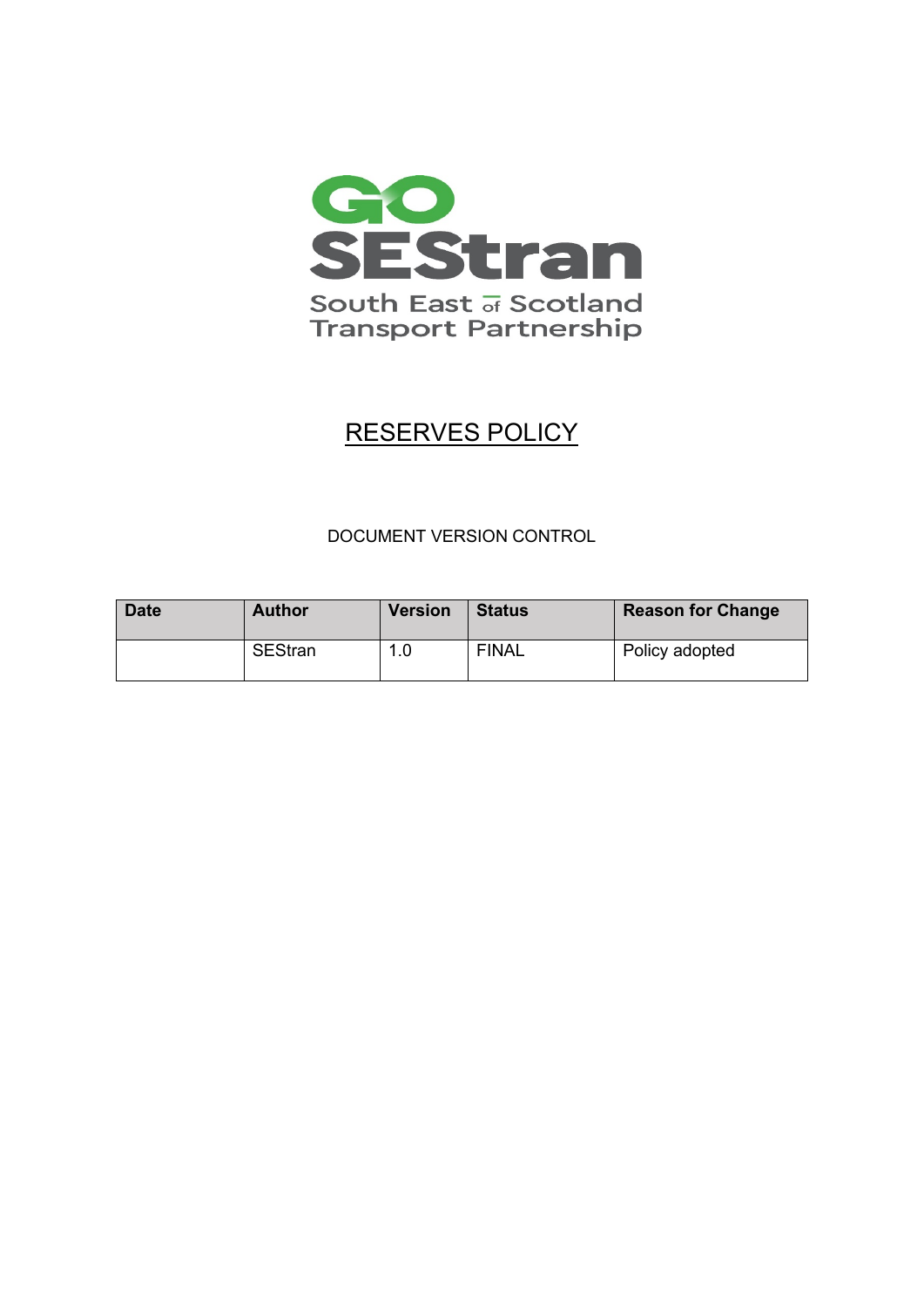GO SEStran

South East of Scotland Transport Partnership

# RESERVES POLICY

DOCUMENT VERSION CONTROL

| Date | Author | Version | Status | Reason for Change |
|---|---|---|---|---|
| | SEStran | 1.0 | FINAL | Policy adopted |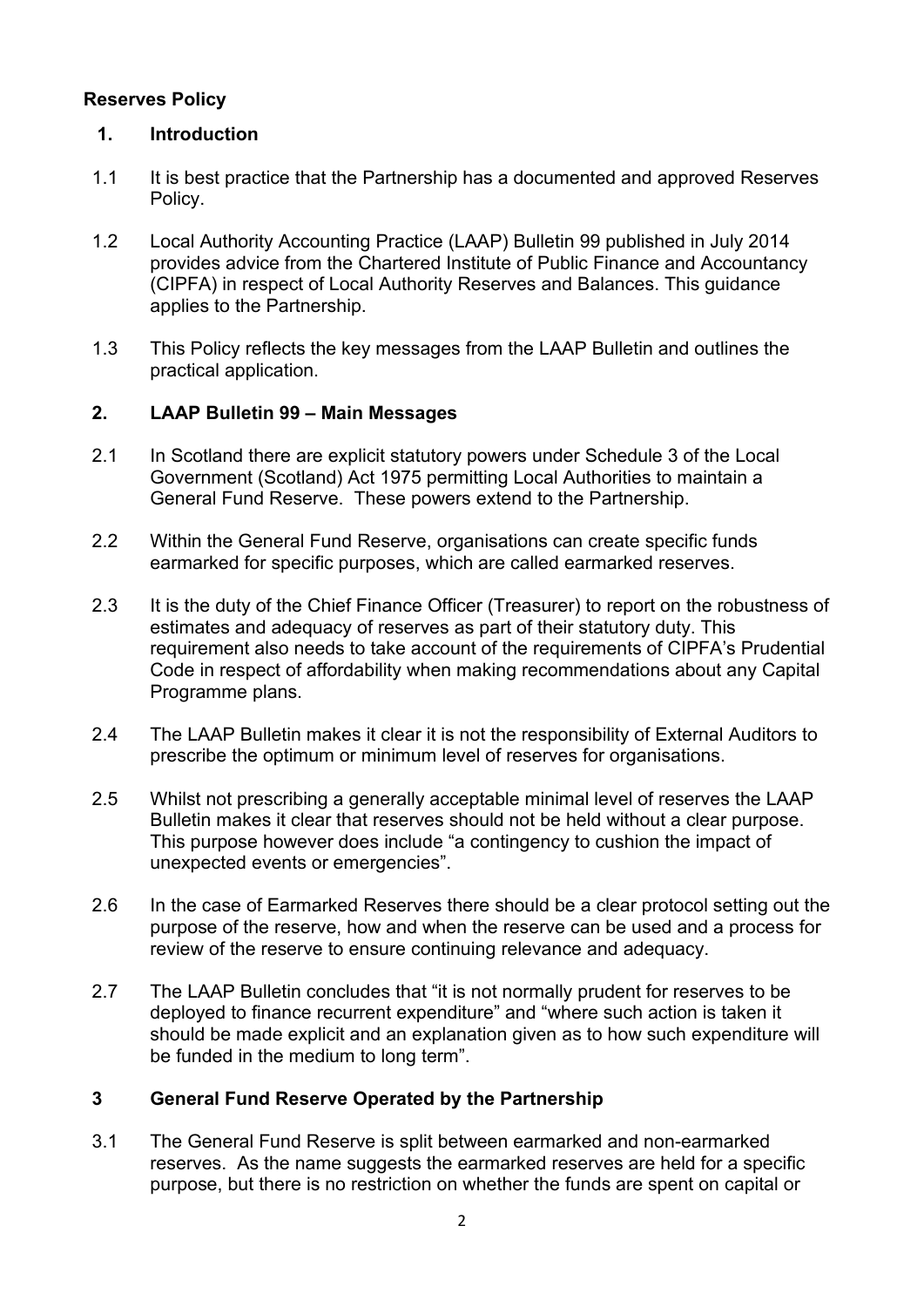**Reserves Policy**

## 1. Introduction

1.1 It is best practice that the Partnership has a documented and approved Reserves Policy.

1.2 Local Authority Accounting Practice (LAAP) Bulletin 99 published in July 2014 provides advice from the Chartered Institute of Public Finance and Accountancy (CIPFA) in respect of Local Authority Reserves and Balances. This guidance applies to the Partnership.

1.3 This Policy reflects the key messages from the LAAP Bulletin and outlines the practical application.

## 2. LAAP Bulletin 99 – Main Messages

2.1 In Scotland there are explicit statutory powers under Schedule 3 of the Local Government (Scotland) Act 1975 permitting Local Authorities to maintain a General Fund Reserve. These powers extend to the Partnership.

2.2 Within the General Fund Reserve, organisations can create specific funds earmarked for specific purposes, which are called earmarked reserves.

2.3 It is the duty of the Chief Finance Officer (Treasurer) to report on the robustness of estimates and adequacy of reserves as part of their statutory duty. This requirement also needs to take account of the requirements of CIPFA's Prudential Code in respect of affordability when making recommendations about any Capital Programme plans.

2.4 The LAAP Bulletin makes it clear it is not the responsibility of External Auditors to prescribe the optimum or minimum level of reserves for organisations.

2.5 Whilst not prescribing a generally acceptable minimal level of reserves the LAAP Bulletin makes it clear that reserves should not be held without a clear purpose. This purpose however does include "a contingency to cushion the impact of unexpected events or emergencies".

2.6 In the case of Earmarked Reserves there should be a clear protocol setting out the purpose of the reserve, how and when the reserve can be used and a process for review of the reserve to ensure continuing relevance and adequacy.

2.7 The LAAP Bulletin concludes that "it is not normally prudent for reserves to be deployed to finance recurrent expenditure" and "where such action is taken it should be made explicit and an explanation given as to how such expenditure will be funded in the medium to long term".

## 3 General Fund Reserve Operated by the Partnership

3.1 The General Fund Reserve is split between earmarked and non-earmarked reserves. As the name suggests the earmarked reserves are held for a specific purpose, but there is no restriction on whether the funds are spent on capital or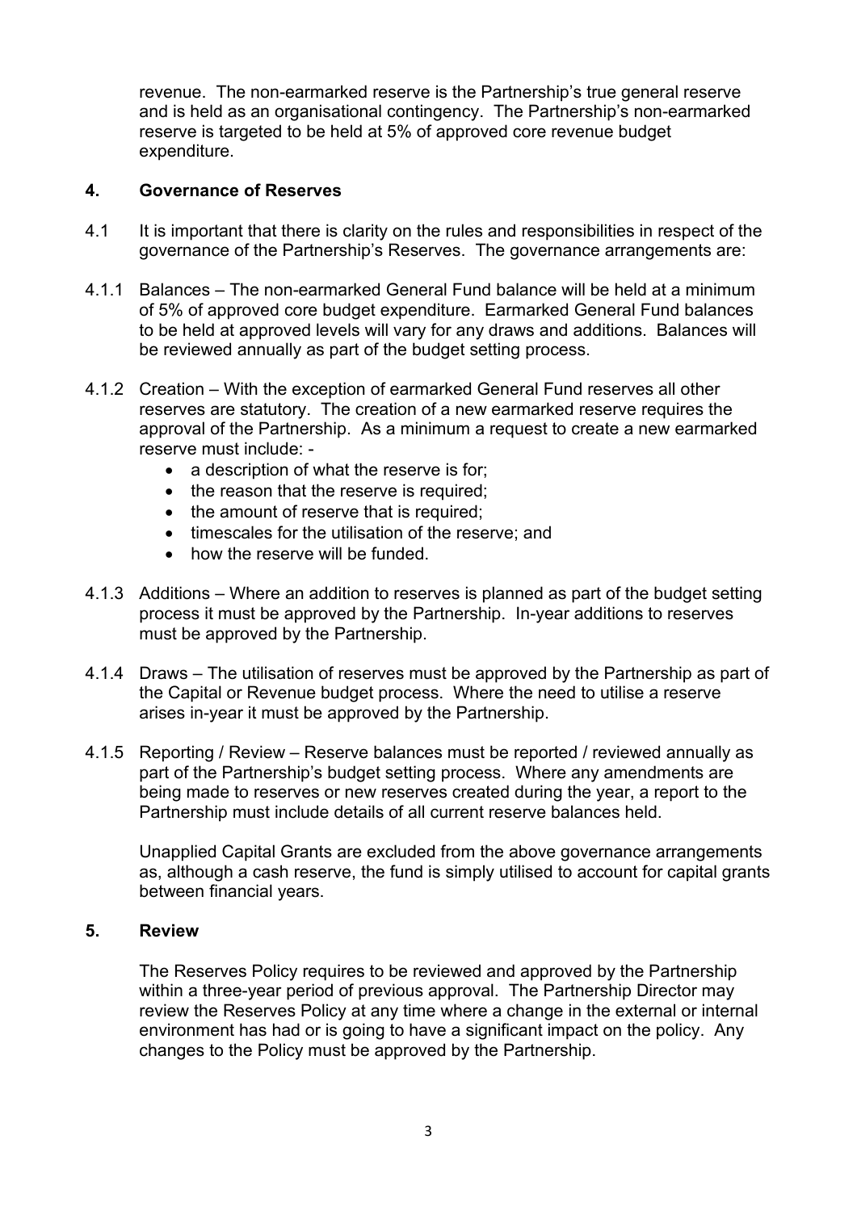revenue. The non-earmarked reserve is the Partnership's true general reserve and is held as an organisational contingency. The Partnership's non-earmarked reserve is targeted to be held at 5% of approved core revenue budget expenditure.

## 4. Governance of Reserves

4.1 It is important that there is clarity on the rules and responsibilities in respect of the governance of the Partnership's Reserves. The governance arrangements are:

4.1.1 Balances – The non-earmarked General Fund balance will be held at a minimum of 5% of approved core budget expenditure. Earmarked General Fund balances to be held at approved levels will vary for any draws and additions. Balances will be reviewed annually as part of the budget setting process.

4.1.2 Creation – With the exception of earmarked General Fund reserves all other reserves are statutory. The creation of a new earmarked reserve requires the approval of the Partnership. As a minimum a request to create a new earmarked reserve must include: -

- a description of what the reserve is for;
- the reason that the reserve is required;
- the amount of reserve that is required;
- timescales for the utilisation of the reserve; and
- how the reserve will be funded.

4.1.3 Additions – Where an addition to reserves is planned as part of the budget setting process it must be approved by the Partnership. In-year additions to reserves must be approved by the Partnership.

4.1.4 Draws – The utilisation of reserves must be approved by the Partnership as part of the Capital or Revenue budget process. Where the need to utilise a reserve arises in-year it must be approved by the Partnership.

4.1.5 Reporting / Review – Reserve balances must be reported / reviewed annually as part of the Partnership's budget setting process. Where any amendments are being made to reserves or new reserves created during the year, a report to the Partnership must include details of all current reserve balances held.

Unapplied Capital Grants are excluded from the above governance arrangements as, although a cash reserve, the fund is simply utilised to account for capital grants between financial years.

## 5. Review

The Reserves Policy requires to be reviewed and approved by the Partnership within a three-year period of previous approval. The Partnership Director may review the Reserves Policy at any time where a change in the external or internal environment has had or is going to have a significant impact on the policy. Any changes to the Policy must be approved by the Partnership.